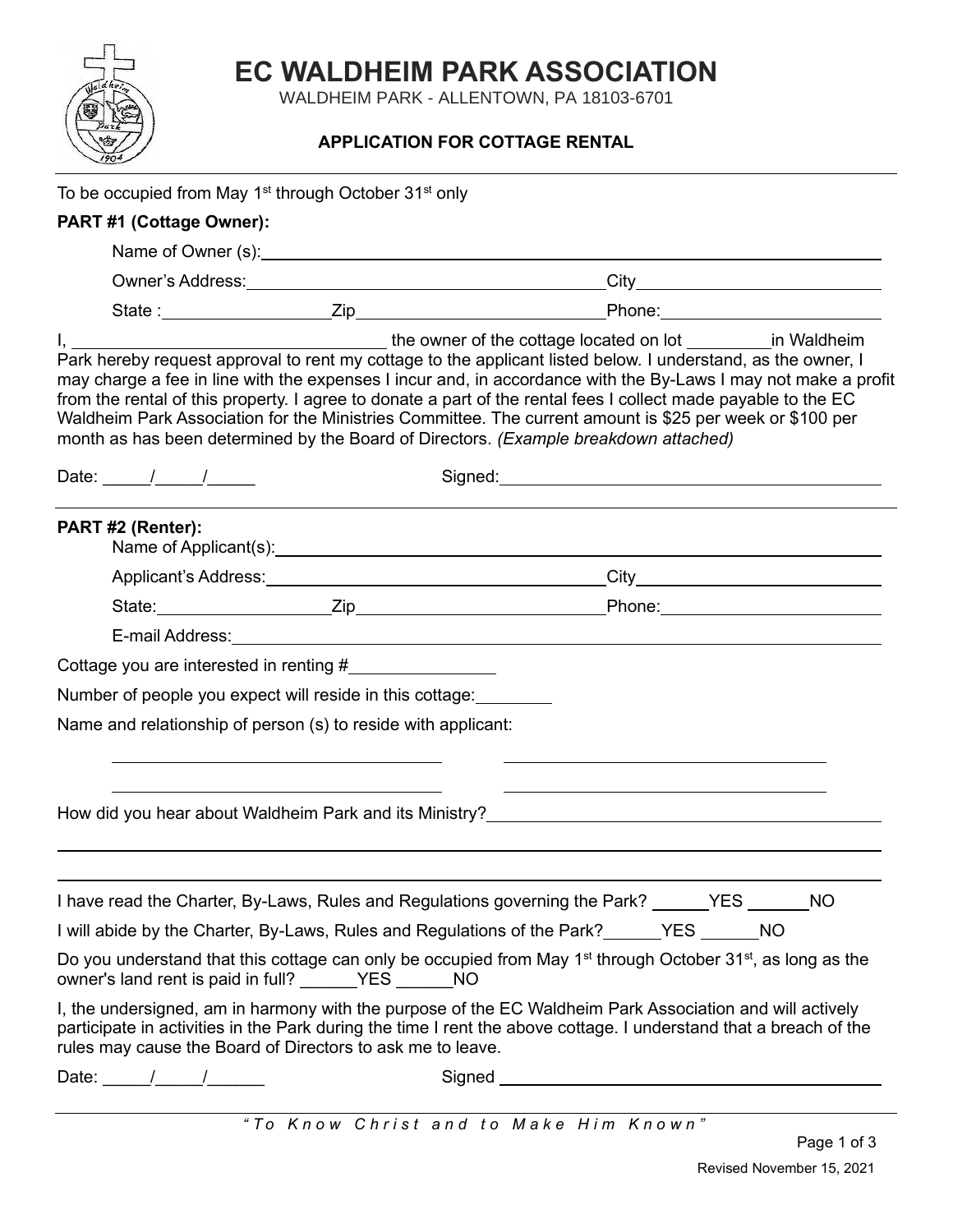# EC WALDHEIM PARK ASSOCIATION

WALDHEIM PARK - ALLENTOWN, PA 18103-6701

## APPLICATION FOR COTTAGE RENTAL

To be occupied from May 1st through October 31st only

**PART #1 (Cottage Owner):**

Name of Owner (s):______________________________________________

Owner's Address:______________________________ City______________________

State :________________ Zip______________________ Phone:______________________

I, ______________________________ the owner of the cottage located on lot ________ in Waldheim Park hereby request approval to rent my cottage to the applicant listed below. I understand, as the owner, I may charge a fee in line with the expenses I incur and, in accordance with the By-Laws I may not make a profit from the rental of this property. I agree to donate a part of the rental fees I collect made payable to the EC Waldheim Park Association for the Ministries Committee. The current amount is $25 per week or $100 per month as has been determined by the Board of Directors. *(Example breakdown attached)*

Date: _____/_____/_____ Signed:______________________________________

**PART #2 (Renter):**

Name of Applicant(s):______________________________________________

Applicant's Address:______________________________ City______________________

State:________________ Zip______________________ Phone:______________________

E-mail Address:______________________________________________

Cottage you are interested in renting #________________

Number of people you expect will reside in this cottage:________

Name and relationship of person (s) to reside with applicant:

______________________________ ______________________________

______________________________ ______________________________

How did you hear about Waldheim Park and its Ministry?______________________________

______________________________________________________________________

______________________________________________________________________

I have read the Charter, By-Laws, Rules and Regulations governing the Park? ______YES ______NO

I will abide by the Charter, By-Laws, Rules and Regulations of the Park?______YES ______NO

Do you understand that this cottage can only be occupied from May 1st through October 31st, as long as the owner's land rent is paid in full? ______YES ______NO

I, the undersigned, am in harmony with the purpose of the EC Waldheim Park Association and will actively participate in activities in the Park during the time I rent the above cottage. I understand that a breach of the rules may cause the Board of Directors to ask me to leave.

Date: _____/_____/______ Signed ______________________________________

*"To Know Christ and to Make Him Known"*

Revised November 15, 2021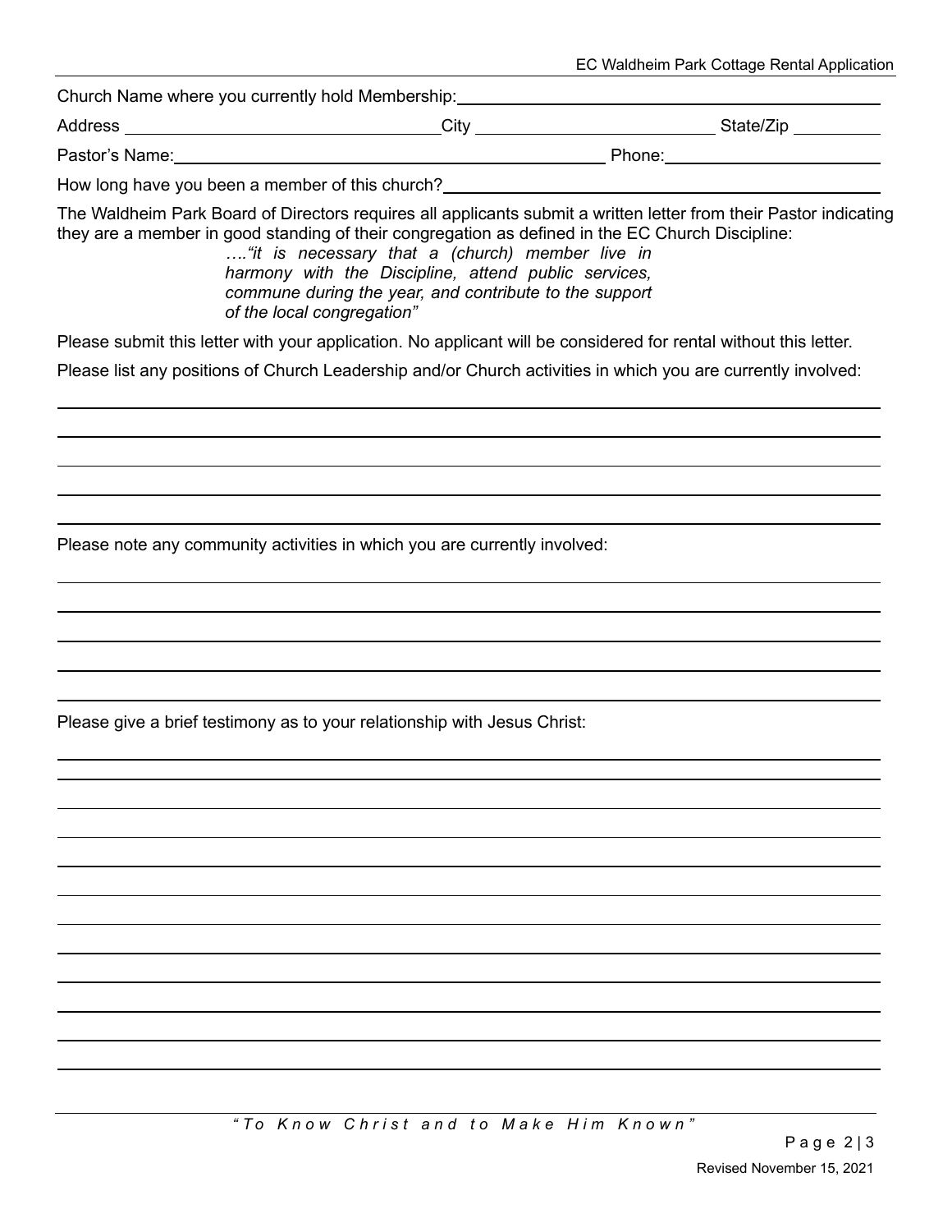Church Name where you currently hold Membership: ______________________________________________

Address ________________________________ City __________________________ State/Zip __________

Pastor's Name: ______________________________________________ Phone: ______________________

How long have you been a member of this church? _____________________________________________

The Waldheim Park Board of Directors requires all applicants submit a written letter from their Pastor indicating they are a member in good standing of their congregation as defined in the EC Church Discipline:

> *…."it is necessary that a (church) member live in harmony with the Discipline, attend public services, commune during the year, and contribute to the support of the local congregation"*

Please submit this letter with your application. No applicant will be considered for rental without this letter.

Please list any positions of Church Leadership and/or Church activities in which you are currently involved:

______________________________________________________________________________

______________________________________________________________________________

______________________________________________________________________________

______________________________________________________________________________

______________________________________________________________________________

Please note any community activities in which you are currently involved:

______________________________________________________________________________

______________________________________________________________________________

______________________________________________________________________________

______________________________________________________________________________

______________________________________________________________________________

Please give a brief testimony as to your relationship with Jesus Christ:

______________________________________________________________________________

______________________________________________________________________________

______________________________________________________________________________

______________________________________________________________________________

______________________________________________________________________________

______________________________________________________________________________

______________________________________________________________________________

______________________________________________________________________________

______________________________________________________________________________

______________________________________________________________________________

______________________________________________________________________________

______________________________________________________________________________

*"To Know Christ and to Make Him Known"*

Revised November 15, 2021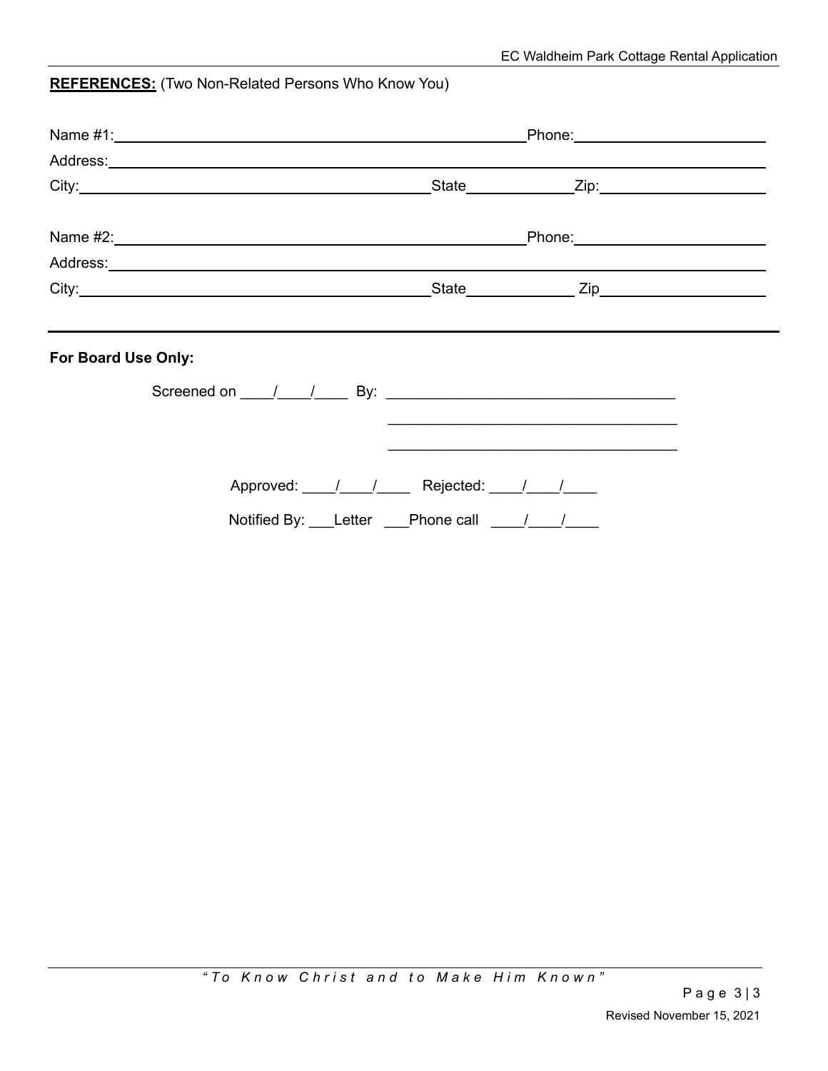**REFERENCES:** (Two Non-Related Persons Who Know You)

Name #1:_______________________________________________Phone:____________________

Address:_____________________________________________________________________

City:______________________________________State____________Zip:__________________

Name #2:_______________________________________________Phone:____________________

Address:_____________________________________________________________________

City:______________________________________State____________ Zip__________________

---

**For Board Use Only:**

Screened on ____/____/____ By: ___________________________________

___________________________________

___________________________________

Approved: ____/____/____ Rejected: ____/____/____

Notified By: ___Letter ___Phone call ____/____/____

*"To Know Christ and to Make Him Known"*

Revised November 15, 2021